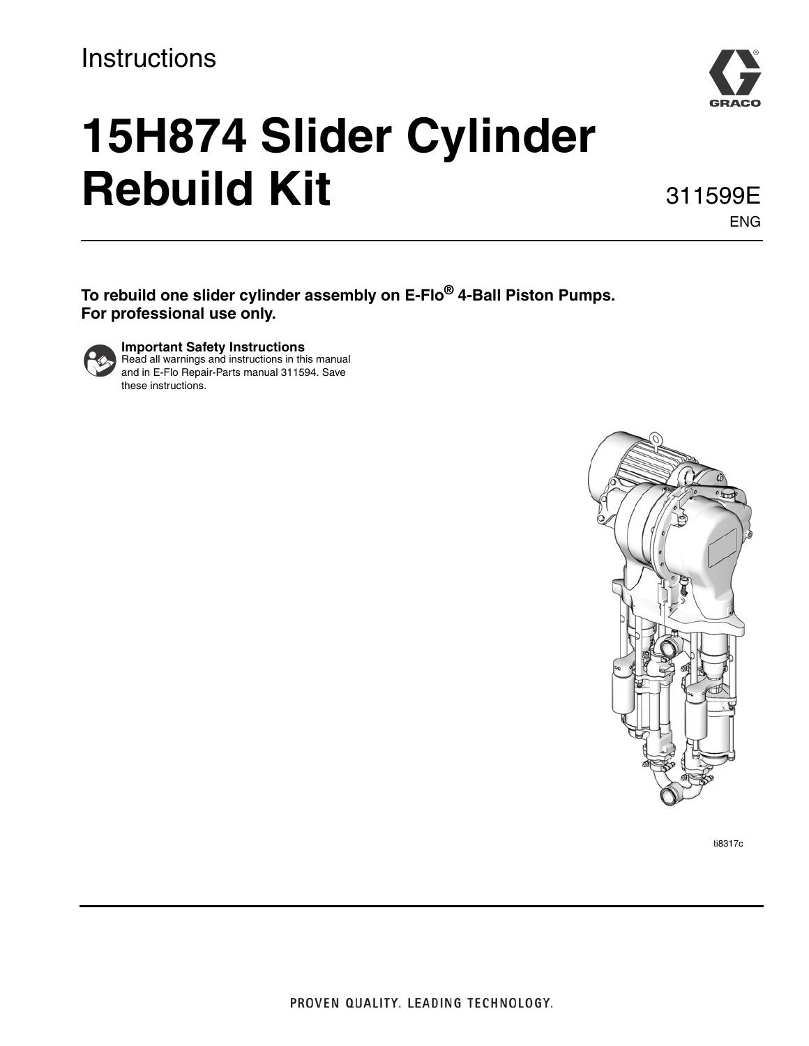Instructions

# 15H874 Slider Cylinder Rebuild Kit

311599E

ENG

**To rebuild one slider cylinder assembly on E-Flo® 4-Ball Piston Pumps.**
**For professional use only.**

**Important Safety Instructions**
Read all warnings and instructions in this manual and in E-Flo Repair-Parts manual 311594. Save these instructions.

ti8317c

PROVEN QUALITY. LEADING TECHNOLOGY.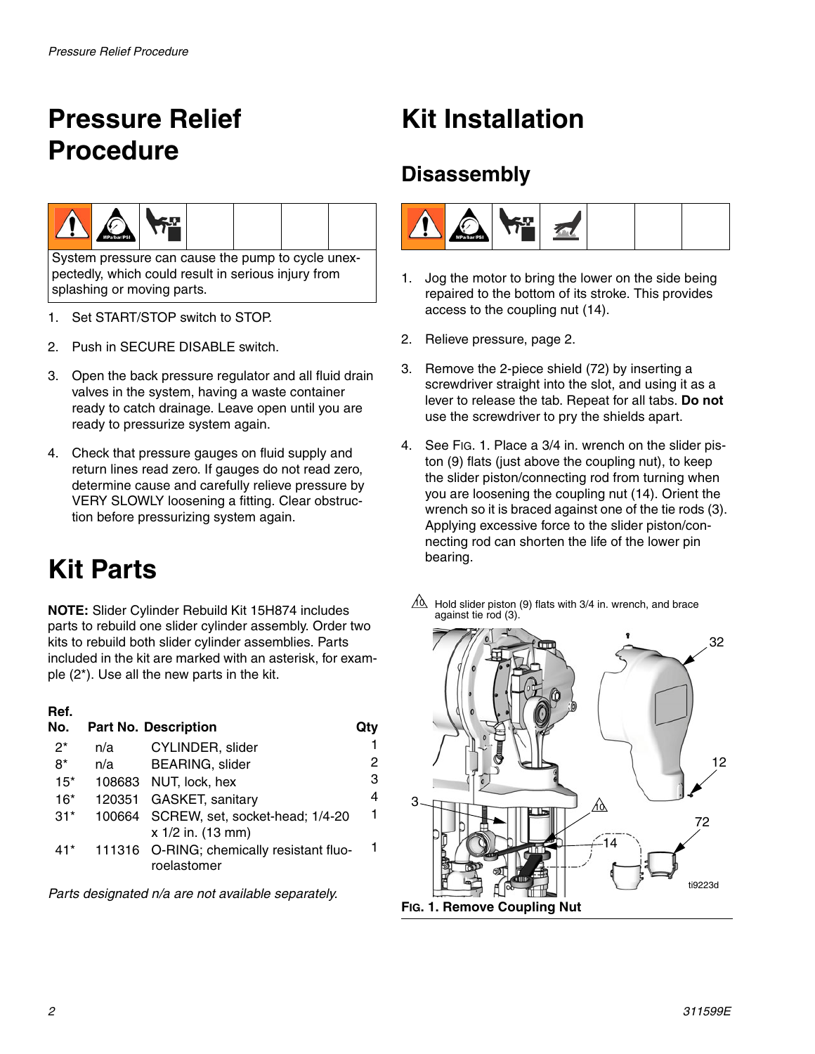# Pressure Relief Procedure

System pressure can cause the pump to cycle unexpectedly, which could result in serious injury from splashing or moving parts.

1. Set START/STOP switch to STOP.
2. Push in SECURE DISABLE switch.
3. Open the back pressure regulator and all fluid drain valves in the system, having a waste container ready to catch drainage. Leave open until you are ready to pressurize system again.
4. Check that pressure gauges on fluid supply and return lines read zero. If gauges do not read zero, determine cause and carefully relieve pressure by VERY SLOWLY loosening a fitting. Clear obstruction before pressurizing system again.

# Kit Parts

**NOTE:** Slider Cylinder Rebuild Kit 15H874 includes parts to rebuild one slider cylinder assembly. Order two kits to rebuild both slider cylinder assemblies. Parts included in the kit are marked with an asterisk, for example (2*). Use all the new parts in the kit.

| Ref. No. | Part No. | Description | Qty |
|---|---|---|---|
| 2* | n/a | CYLINDER, slider | 1 |
| 8* | n/a | BEARING, slider | 2 |
| 15* | 108683 | NUT, lock, hex | 3 |
| 16* | 120351 | GASKET, sanitary | 4 |
| 31* | 100664 | SCREW, set, socket-head; 1/4-20 x 1/2 in. (13 mm) | 1 |
| 41* | 111316 | O-RING; chemically resistant fluoroelastomer | 1 |

*Parts designated n/a are not available separately.*

# Kit Installation

## Disassembly

1. Jog the motor to bring the lower on the side being repaired to the bottom of its stroke. This provides access to the coupling nut (14).
2. Relieve pressure, page 2.
3. Remove the 2-piece shield (72) by inserting a screwdriver straight into the slot, and using it as a lever to release the tab. Repeat for all tabs. **Do not** use the screwdriver to pry the shields apart.
4. See FIG. 1. Place a 3/4 in. wrench on the slider piston (9) flats (just above the coupling nut), to keep the slider piston/connecting rod from turning when you are loosening the coupling nut (14). Orient the wrench so it is braced against one of the tie rods (3). Applying excessive force to the slider piston/connecting rod can shorten the life of the lower pin bearing.

10: Hold slider piston (9) flats with 3/4 in. wrench, and brace against tie rod (3).

**FIG. 1. Remove Coupling Nut**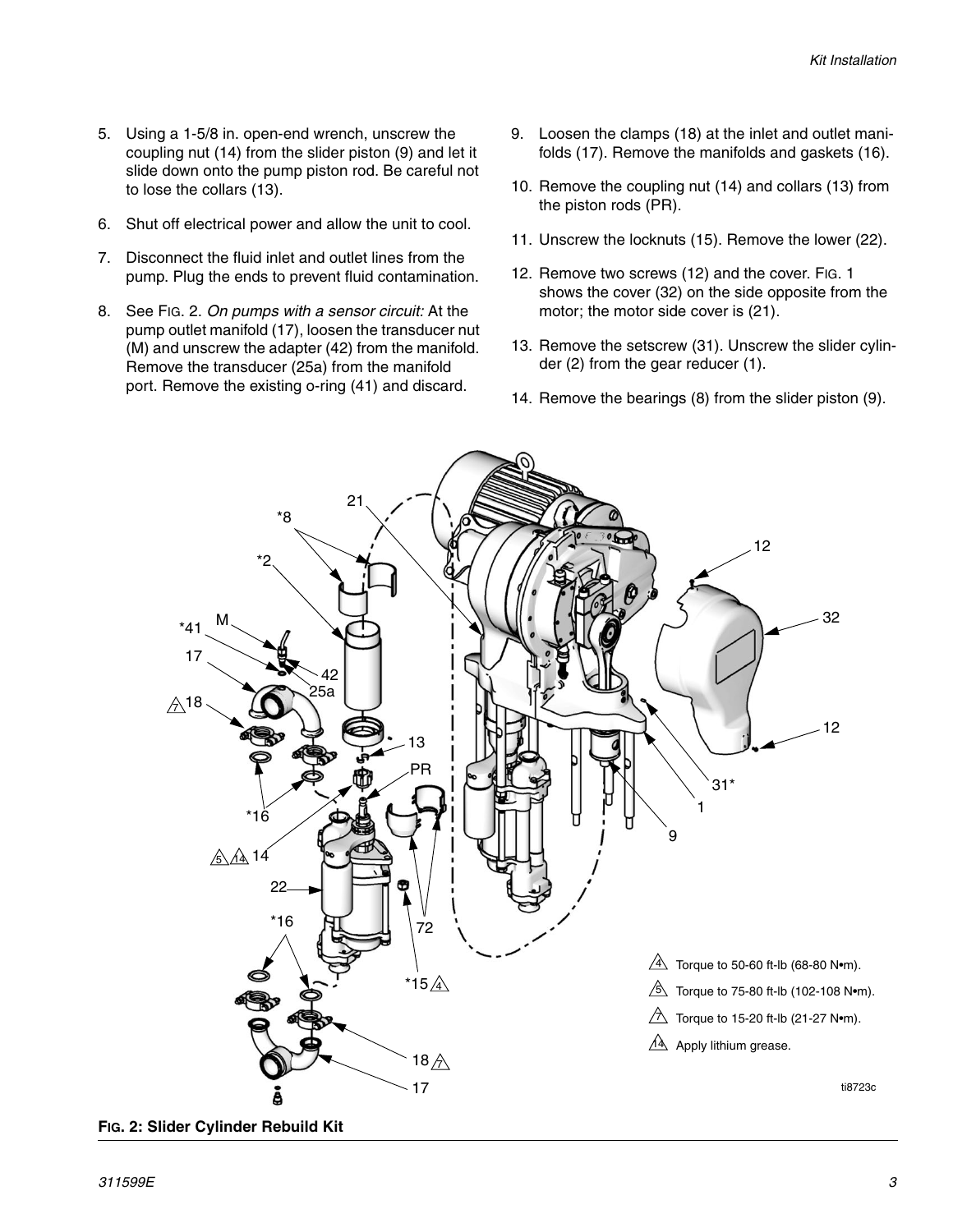5. Using a 1-5/8 in. open-end wrench, unscrew the coupling nut (14) from the slider piston (9) and let it slide down onto the pump piston rod. Be careful not to lose the collars (13).

6. Shut off electrical power and allow the unit to cool.

7. Disconnect the fluid inlet and outlet lines from the pump. Plug the ends to prevent fluid contamination.

8. See FIG. 2. *On pumps with a sensor circuit:* At the pump outlet manifold (17), loosen the transducer nut (M) and unscrew the adapter (42) from the manifold. Remove the transducer (25a) from the manifold port. Remove the existing o-ring (41) and discard.

9. Loosen the clamps (18) at the inlet and outlet manifolds (17). Remove the manifolds and gaskets (16).

10. Remove the coupling nut (14) and collars (13) from the piston rods (PR).

11. Unscrew the locknuts (15). Remove the lower (22).

12. Remove two screws (12) and the cover. FIG. 1 shows the cover (32) on the side opposite from the motor; the motor side cover is (21).

13. Remove the setscrew (31). Unscrew the slider cylinder (2) from the gear reducer (1).

14. Remove the bearings (8) from the slider piston (9).

4 Torque to 50-60 ft-lb (68-80 N•m).

5 Torque to 75-80 ft-lb (102-108 N•m).

7 Torque to 15-20 ft-lb (21-27 N•m).

14 Apply lithium grease.

ti8723c

**FIG. 2: Slider Cylinder Rebuild Kit**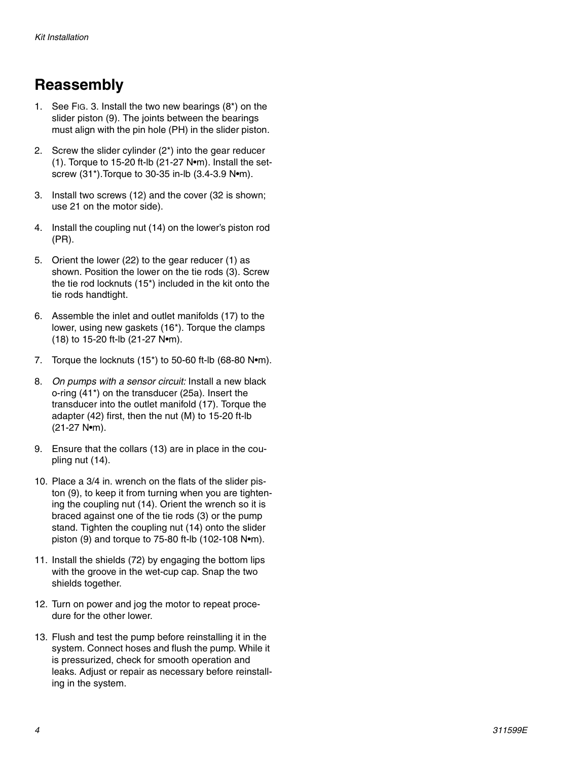## Reassembly

1. See FIG. 3. Install the two new bearings (8*) on the slider piston (9). The joints between the bearings must align with the pin hole (PH) in the slider piston.
2. Screw the slider cylinder (2*) into the gear reducer (1). Torque to 15-20 ft-lb (21-27 N•m). Install the setscrew (31*).Torque to 30-35 in-lb (3.4-3.9 N•m).
3. Install two screws (12) and the cover (32 is shown; use 21 on the motor side).
4. Install the coupling nut (14) on the lower's piston rod (PR).
5. Orient the lower (22) to the gear reducer (1) as shown. Position the lower on the tie rods (3). Screw the tie rod locknuts (15*) included in the kit onto the tie rods handtight.
6. Assemble the inlet and outlet manifolds (17) to the lower, using new gaskets (16*). Torque the clamps (18) to 15-20 ft-lb (21-27 N•m).
7. Torque the locknuts (15*) to 50-60 ft-lb (68-80 N•m).
8. *On pumps with a sensor circuit:* Install a new black o-ring (41*) on the transducer (25a). Insert the transducer into the outlet manifold (17). Torque the adapter (42) first, then the nut (M) to 15-20 ft-lb (21-27 N•m).
9. Ensure that the collars (13) are in place in the coupling nut (14).
10. Place a 3/4 in. wrench on the flats of the slider piston (9), to keep it from turning when you are tightening the coupling nut (14). Orient the wrench so it is braced against one of the tie rods (3) or the pump stand. Tighten the coupling nut (14) onto the slider piston (9) and torque to 75-80 ft-lb (102-108 N•m).
11. Install the shields (72) by engaging the bottom lips with the groove in the wet-cup cap. Snap the two shields together.
12. Turn on power and jog the motor to repeat procedure for the other lower.
13. Flush and test the pump before reinstalling it in the system. Connect hoses and flush the pump. While it is pressurized, check for smooth operation and leaks. Adjust or repair as necessary before reinstalling in the system.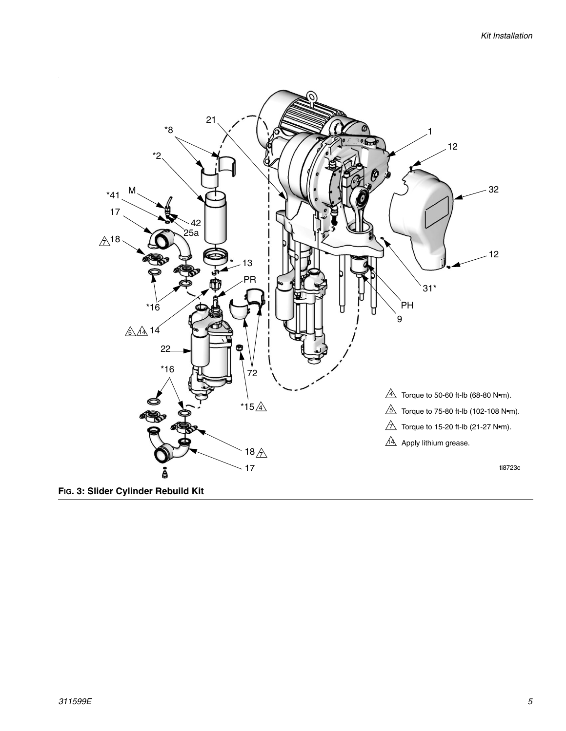4 Torque to 50-60 ft-lb (68-80 N•m).

5 Torque to 75-80 ft-lb (102-108 N•m).

7 Torque to 15-20 ft-lb (21-27 N•m).

14 Apply lithium grease.

ti8723c

**FIG. 3: Slider Cylinder Rebuild Kit**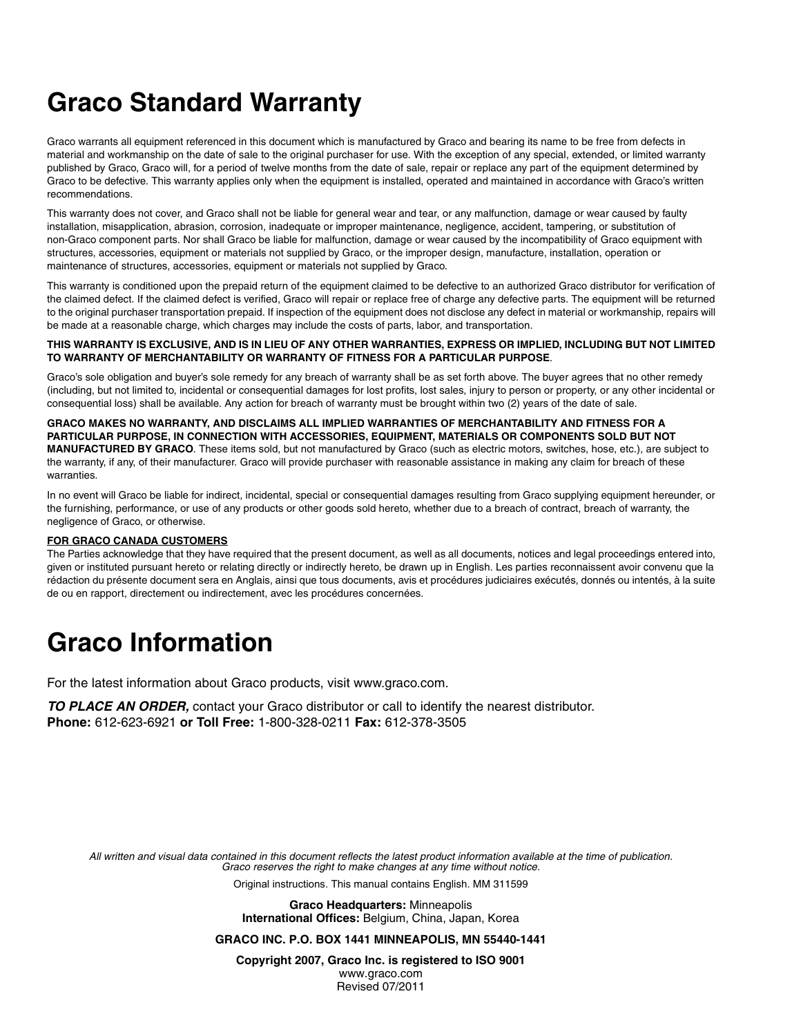# Graco Standard Warranty

Graco warrants all equipment referenced in this document which is manufactured by Graco and bearing its name to be free from defects in material and workmanship on the date of sale to the original purchaser for use. With the exception of any special, extended, or limited warranty published by Graco, Graco will, for a period of twelve months from the date of sale, repair or replace any part of the equipment determined by Graco to be defective. This warranty applies only when the equipment is installed, operated and maintained in accordance with Graco's written recommendations.

This warranty does not cover, and Graco shall not be liable for general wear and tear, or any malfunction, damage or wear caused by faulty installation, misapplication, abrasion, corrosion, inadequate or improper maintenance, negligence, accident, tampering, or substitution of non-Graco component parts. Nor shall Graco be liable for malfunction, damage or wear caused by the incompatibility of Graco equipment with structures, accessories, equipment or materials not supplied by Graco, or the improper design, manufacture, installation, operation or maintenance of structures, accessories, equipment or materials not supplied by Graco.

This warranty is conditioned upon the prepaid return of the equipment claimed to be defective to an authorized Graco distributor for verification of the claimed defect. If the claimed defect is verified, Graco will repair or replace free of charge any defective parts. The equipment will be returned to the original purchaser transportation prepaid. If inspection of the equipment does not disclose any defect in material or workmanship, repairs will be made at a reasonable charge, which charges may include the costs of parts, labor, and transportation.

**THIS WARRANTY IS EXCLUSIVE, AND IS IN LIEU OF ANY OTHER WARRANTIES, EXPRESS OR IMPLIED, INCLUDING BUT NOT LIMITED TO WARRANTY OF MERCHANTABILITY OR WARRANTY OF FITNESS FOR A PARTICULAR PURPOSE**.

Graco's sole obligation and buyer's sole remedy for any breach of warranty shall be as set forth above. The buyer agrees that no other remedy (including, but not limited to, incidental or consequential damages for lost profits, lost sales, injury to person or property, or any other incidental or consequential loss) shall be available. Any action for breach of warranty must be brought within two (2) years of the date of sale.

**GRACO MAKES NO WARRANTY, AND DISCLAIMS ALL IMPLIED WARRANTIES OF MERCHANTABILITY AND FITNESS FOR A PARTICULAR PURPOSE, IN CONNECTION WITH ACCESSORIES, EQUIPMENT, MATERIALS OR COMPONENTS SOLD BUT NOT MANUFACTURED BY GRACO**. These items sold, but not manufactured by Graco (such as electric motors, switches, hose, etc.), are subject to the warranty, if any, of their manufacturer. Graco will provide purchaser with reasonable assistance in making any claim for breach of these warranties.

In no event will Graco be liable for indirect, incidental, special or consequential damages resulting from Graco supplying equipment hereunder, or the furnishing, performance, or use of any products or other goods sold hereto, whether due to a breach of contract, breach of warranty, the negligence of Graco, or otherwise.

**FOR GRACO CANADA CUSTOMERS**

The Parties acknowledge that they have required that the present document, as well as all documents, notices and legal proceedings entered into, given or instituted pursuant hereto or relating directly or indirectly hereto, be drawn up in English. Les parties reconnaissent avoir convenu que la rédaction du présente document sera en Anglais, ainsi que tous documents, avis et procédures judiciaires exécutés, donnés ou intentés, à la suite de ou en rapport, directement ou indirectement, avec les procédures concernées.

# Graco Information

For the latest information about Graco products, visit www.graco.com.

***TO PLACE AN ORDER,*** contact your Graco distributor or call to identify the nearest distributor.
**Phone:** 612-623-6921 **or Toll Free:** 1-800-328-0211 **Fax:** 612-378-3505

*All written and visual data contained in this document reflects the latest product information available at the time of publication. Graco reserves the right to make changes at any time without notice.*

Original instructions. This manual contains English. MM 311599

**Graco Headquarters:** Minneapolis
**International Offices:** Belgium, China, Japan, Korea

**GRACO INC. P.O. BOX 1441 MINNEAPOLIS, MN 55440-1441**

**Copyright 2007, Graco Inc. is registered to ISO 9001**
www.graco.com
Revised 07/2011